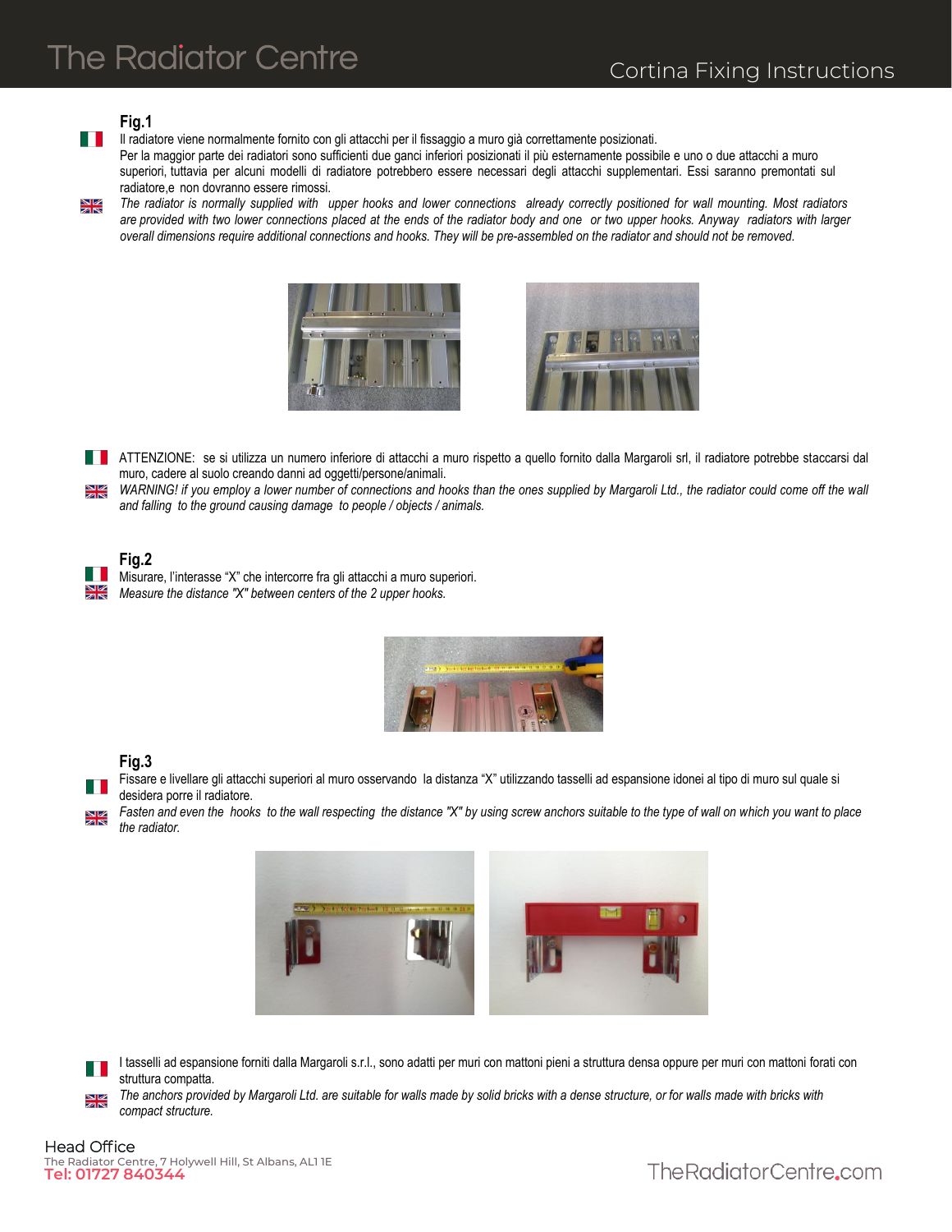# Cortina Fixing Instructions

### Fig.1

Il radiatore viene normalmente fornito con gli attacchi per il fissaggio a muro già correttamente posizionati.
Per la maggior parte dei radiatori sono sufficienti due ganci inferiori posizionati il più esternamente possibile e uno o due attacchi a muro superiori, tuttavia per alcuni modelli di radiatore potrebbero essere necessari degli attacchi supplementari. Essi saranno premontati sul radiatore,e non dovranno essere rimossi.

*The radiator is normally supplied with upper hooks and lower connections already correctly positioned for wall mounting. Most radiators are provided with two lower connections placed at the ends of the radiator body and one or two upper hooks. Anyway radiators with larger overall dimensions require additional connections and hooks. They will be pre-assembled on the radiator and should not be removed.*

ATTENZIONE: se si utilizza un numero inferiore di attacchi a muro rispetto a quello fornito dalla Margaroli srl, il radiatore potrebbe staccarsi dal muro, cadere al suolo creando danni ad oggetti/persone/animali.

*WARNING! if you employ a lower number of connections and hooks than the ones supplied by Margaroli Ltd., the radiator could come off the wall and falling to the ground causing damage to people / objects / animals.*

### Fig.2

Misurare, l'interasse "X" che intercorre fra gli attacchi a muro superiori.

*Measure the distance "X" between centers of the 2 upper hooks.*

### Fig.3

Fissare e livellare gli attacchi superiori al muro osservando la distanza "X" utilizzando tasselli ad espansione idonei al tipo di muro sul quale si desidera porre il radiatore.

*Fasten and even the hooks to the wall respecting the distance "X" by using screw anchors suitable to the type of wall on which you want to place the radiator.*

I tasselli ad espansione forniti dalla Margaroli s.r.l., sono adatti per muri con mattoni pieni a struttura densa oppure per muri con mattoni forati con struttura compatta.

*The anchors provided by Margaroli Ltd. are suitable for walls made by solid bricks with a dense structure, or for walls made with bricks with compact structure.*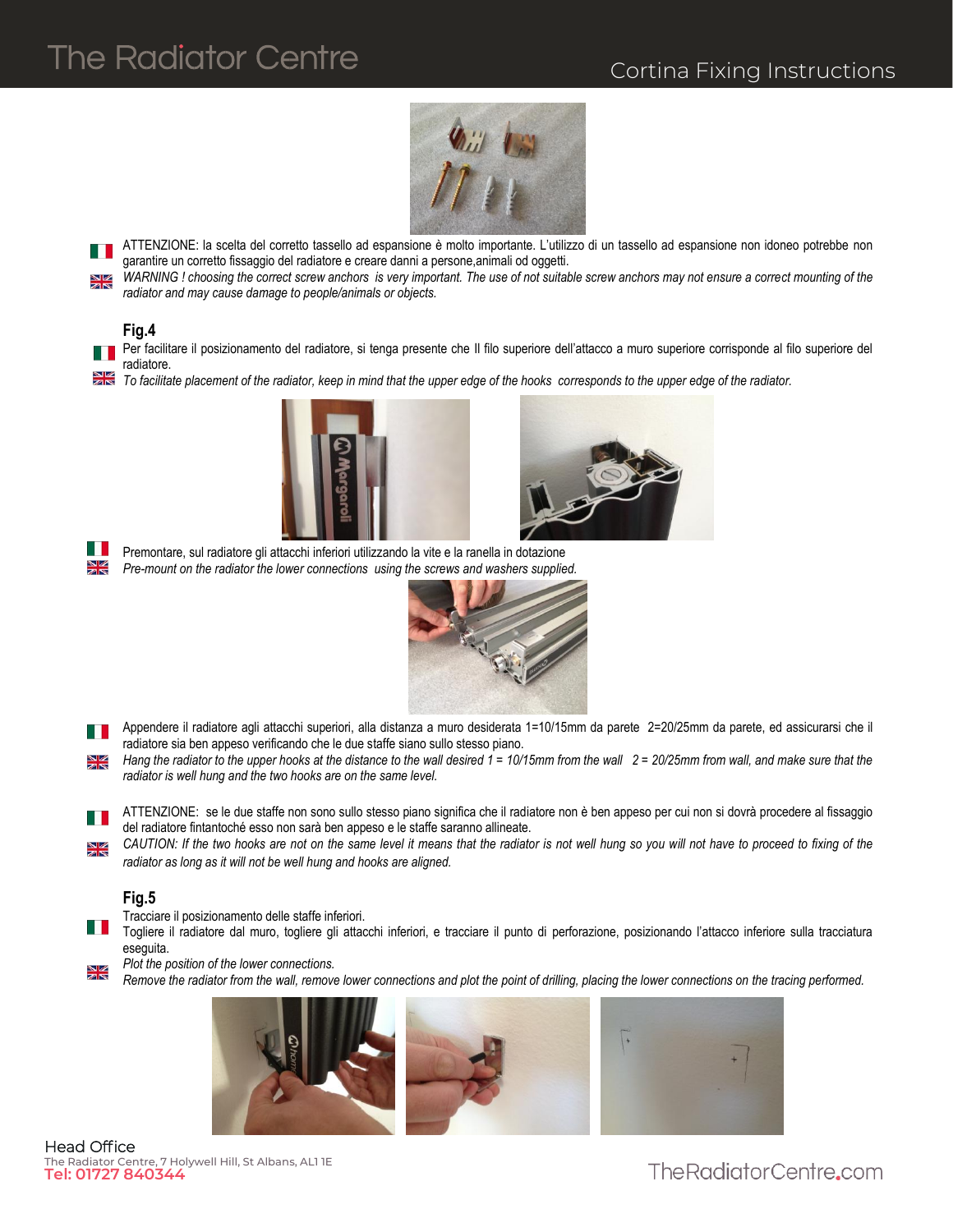ATTENZIONE: la scelta del corretto tassello ad espansione è molto importante. L'utilizzo di un tassello ad espansione non idoneo potrebbe non garantire un corretto fissaggio del radiatore e creare danni a persone,animali od oggetti.

*WARNING ! choosing the correct screw anchors is very important. The use of not suitable screw anchors may not ensure a correct mounting of the radiator and may cause damage to people/animals or objects.*

### Fig.4

Per facilitare il posizionamento del radiatore, si tenga presente che Il filo superiore dell'attacco a muro superiore corrisponde al filo superiore del radiatore.

*To facilitate placement of the radiator, keep in mind that the upper edge of the hooks corresponds to the upper edge of the radiator.*

Premontare, sul radiatore gli attacchi inferiori utilizzando la vite e la ranella in dotazione

*Pre-mount on the radiator the lower connections using the screws and washers supplied.*

Appendere il radiatore agli attacchi superiori, alla distanza a muro desiderata 1=10/15mm da parete 2=20/25mm da parete, ed assicurarsi che il radiatore sia ben appeso verificando che le due staffe siano sullo stesso piano.

*Hang the radiator to the upper hooks at the distance to the wall desired 1 = 10/15mm from the wall 2 = 20/25mm from wall, and make sure that the radiator is well hung and the two hooks are on the same level.*

ATTENZIONE: se le due staffe non sono sullo stesso piano significa che il radiatore non è ben appeso per cui non si dovrà procedere al fissaggio del radiatore fintantoché esso non sarà ben appeso e le staffe saranno allineate.

*CAUTION: If the two hooks are not on the same level it means that the radiator is not well hung so you will not have to proceed to fixing of the radiator as long as it will not be well hung and hooks are aligned.*

### Fig.5

Tracciare il posizionamento delle staffe inferiori.
Togliere il radiatore dal muro, togliere gli attacchi inferiori, e tracciare il punto di perforazione, posizionando l'attacco inferiore sulla tracciatura eseguita.

*Plot the position of the lower connections.*
*Remove the radiator from the wall, remove lower connections and plot the point of drilling, placing the lower connections on the tracing performed.*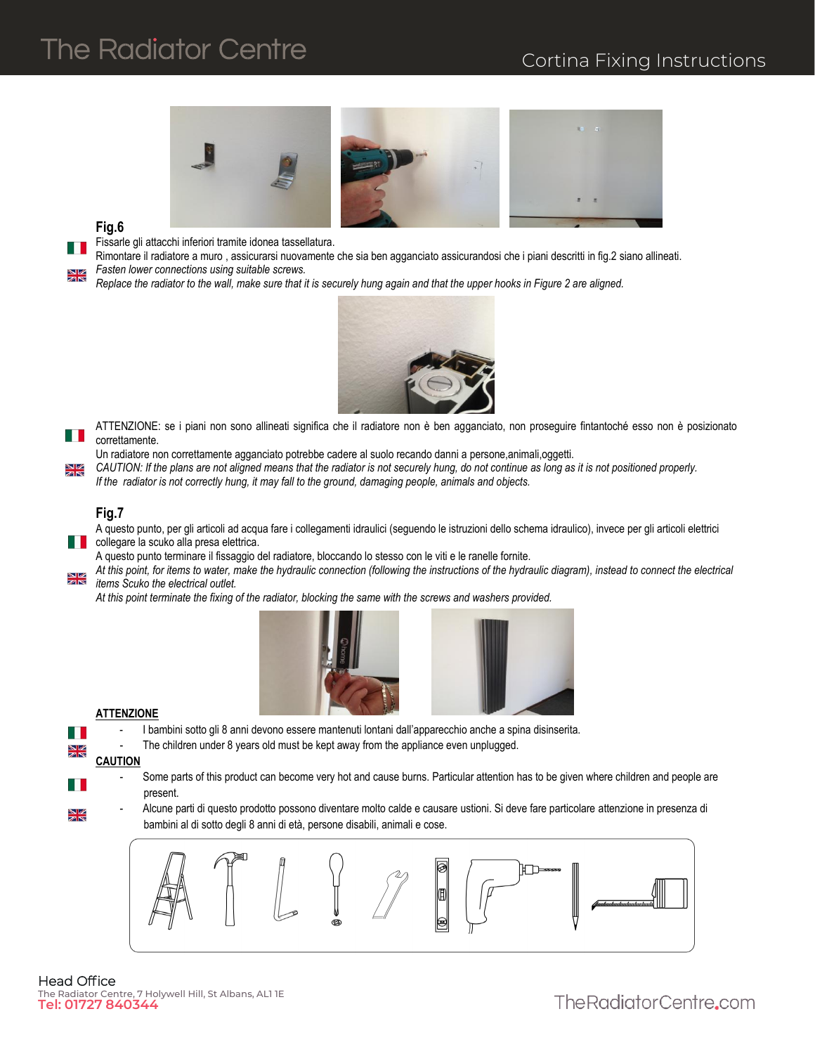**Fig.6**

Fissarle gli attacchi inferiori tramite idonea tassellatura.
Rimontare il radiatore a muro , assicurarsi nuovamente che sia ben agganciato assicurandosi che i piani descritti in fig.2 siano allineati.

*Fasten lower connections using suitable screws.*
*Replace the radiator to the wall, make sure that it is securely hung again and that the upper hooks in Figure 2 are aligned.*

ATTENZIONE: se i piani non sono allineati significa che il radiatore non è ben agganciato, non proseguire fintantoché esso non è posizionato correttamente.
Un radiatore non correttamente agganciato potrebbe cadere al suolo recando danni a persone,animali,oggetti.

*CAUTION: If the plans are not aligned means that the radiator is not securely hung, do not continue as long as it is not positioned properly.*
*If the radiator is not correctly hung, it may fall to the ground, damaging people, animals and objects.*

**Fig.7**

A questo punto, per gli articoli ad acqua fare i collegamenti idraulici (seguendo le istruzioni dello schema idraulico), invece per gli articoli elettrici collegare la scuko alla presa elettrica.
A questo punto terminare il fissaggio del radiatore, bloccando lo stesso con le viti e le ranelle fornite.

*At this point, for items to water, make the hydraulic connection (following the instructions of the hydraulic diagram), instead to connect the electrical items Scuko the electrical outlet.*
*At this point terminate the fixing of the radiator, blocking the same with the screws and washers provided.*

**ATTENZIONE**

- I bambini sotto gli 8 anni devono essere mantenuti lontani dall'apparecchio anche a spina disinserita.
- The children under 8 years old must be kept away from the appliance even unplugged.

**CAUTION**

- Some parts of this product can become very hot and cause burns. Particular attention has to be given where children and people are present.
- Alcune parti di questo prodotto possono diventare molto calde e causare ustioni. Si deve fare particolare attenzione in presenza di bambini al di sotto degli 8 anni di età, persone disabili, animali e cose.